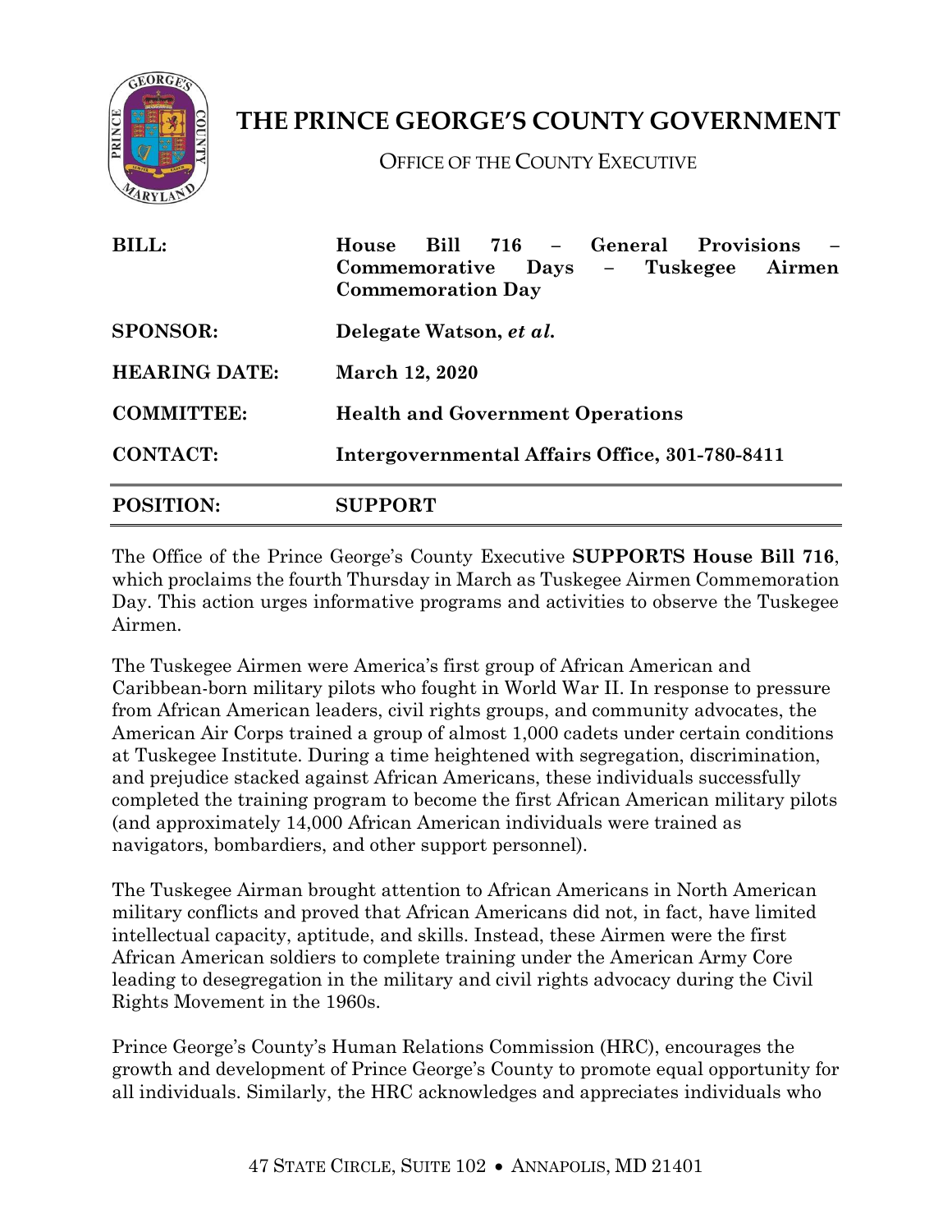# THE PRINCE GEORGE'S COUNTY GOVERNMENT

OFFICE OF THE COUNTY EXECUTIVE

| | |
|---|---|
| **BILL:** | **House Bill 716 – General Provisions – Commemorative Days – Tuskegee Airmen Commemoration Day** |
| **SPONSOR:** | **Delegate Watson, *et al.*** |
| **HEARING DATE:** | **March 12, 2020** |
| **COMMITTEE:** | **Health and Government Operations** |
| **CONTACT:** | **Intergovernmental Affairs Office, 301-780-8411** |
| **POSITION:** | **SUPPORT** |

The Office of the Prince George's County Executive **SUPPORTS House Bill 716**, which proclaims the fourth Thursday in March as Tuskegee Airmen Commemoration Day. This action urges informative programs and activities to observe the Tuskegee Airmen.

The Tuskegee Airmen were America's first group of African American and Caribbean-born military pilots who fought in World War II. In response to pressure from African American leaders, civil rights groups, and community advocates, the American Air Corps trained a group of almost 1,000 cadets under certain conditions at Tuskegee Institute. During a time heightened with segregation, discrimination, and prejudice stacked against African Americans, these individuals successfully completed the training program to become the first African American military pilots (and approximately 14,000 African American individuals were trained as navigators, bombardiers, and other support personnel).

The Tuskegee Airman brought attention to African Americans in North American military conflicts and proved that African Americans did not, in fact, have limited intellectual capacity, aptitude, and skills. Instead, these Airmen were the first African American soldiers to complete training under the American Army Core leading to desegregation in the military and civil rights advocacy during the Civil Rights Movement in the 1960s.

Prince George's County's Human Relations Commission (HRC), encourages the growth and development of Prince George's County to promote equal opportunity for all individuals. Similarly, the HRC acknowledges and appreciates individuals who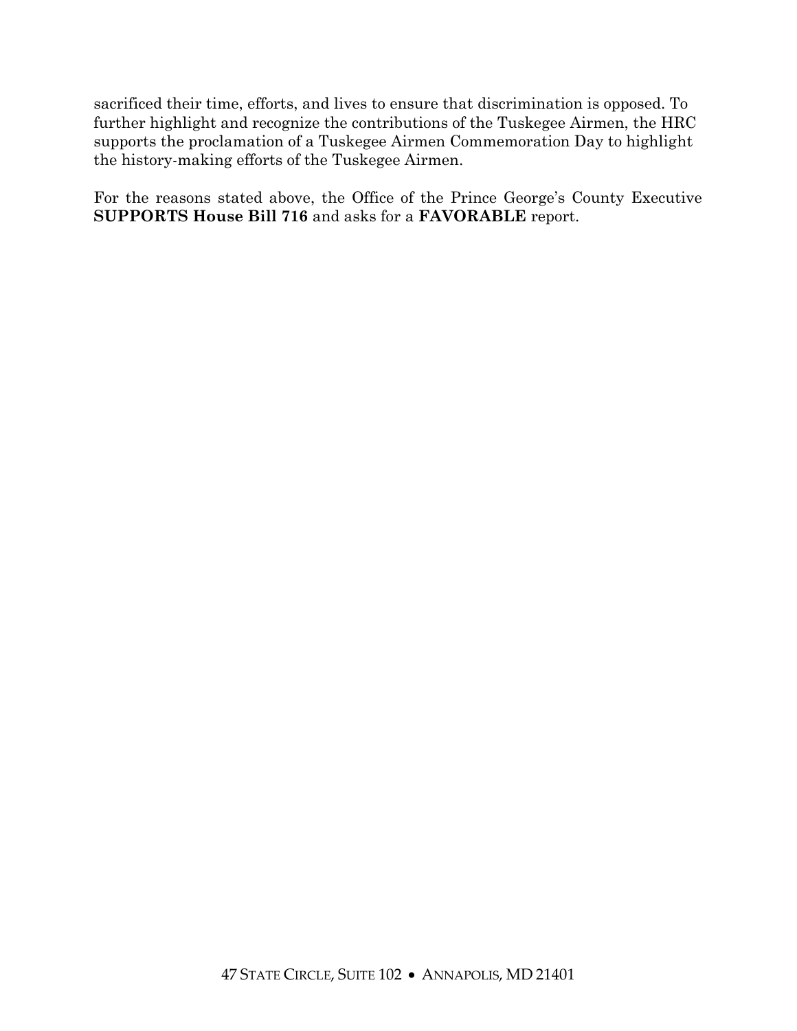sacrificed their time, efforts, and lives to ensure that discrimination is opposed. To further highlight and recognize the contributions of the Tuskegee Airmen, the HRC supports the proclamation of a Tuskegee Airmen Commemoration Day to highlight the history-making efforts of the Tuskegee Airmen.

For the reasons stated above, the Office of the Prince George's County Executive **SUPPORTS House Bill 716** and asks for a **FAVORABLE** report.